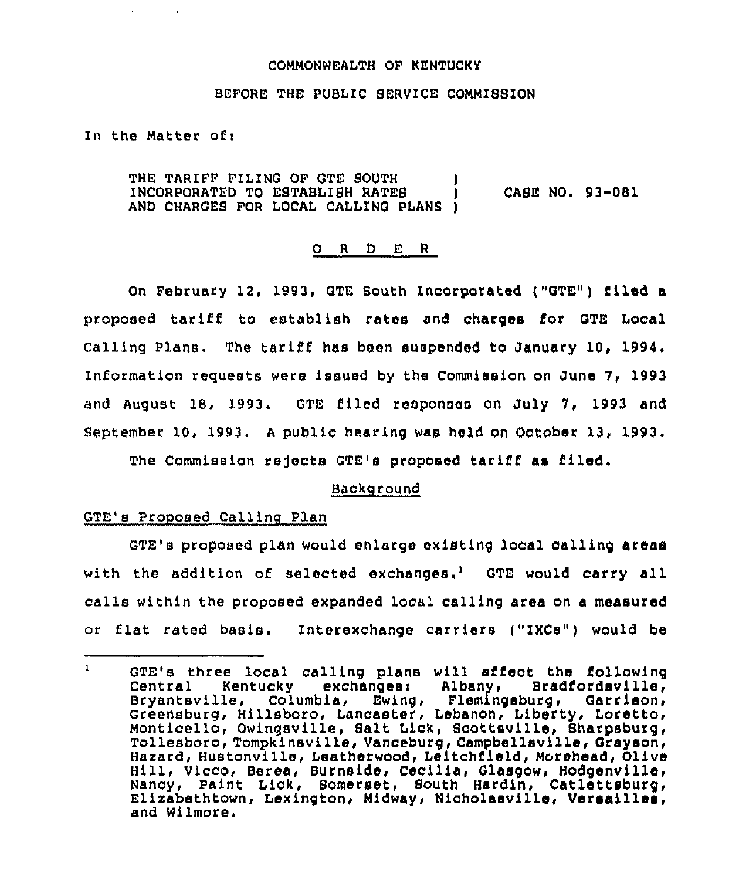COMMONWEALTH OF KENTUCKY

BEFORE THE PUBLIC SERVICE COMMISSION

In the Matter of:

THE TARIFF FILING OF GTE SOUTH INCORPORATED TO ESTABLISH RATES AND CHARGES FOR LOCAL CALLING PLANS ) CASE NO. 93-081

O R D E R

On February 12, 1993, GTE South Incorporated ("GTE") filed a proposed tariff to establish rates and charges for GTE Local Calling Plans. The tariff has been suspended to January 10, 1994. Information requests were issued by the Commission on June 7, 1993 and August 18, 1993. GTE filed responses on July 7, 1993 and September 10, 1993. A public hearing was held on October 13, 1993.

The Commission rejects GTE's proposed tariff as filed.

## Background

### GTE's Proposed Calling Plan

GTE's proposed plan would enlarge existing local calling areas with the addition of selected exchanges.[1] GTE would carry all calls within the proposed expanded local calling area on a measured or flat rated basis. Interexchange carriers ("IXCs") would be

---

[1] GTE's three local calling plans will affect the following Central Kentucky exchanges: Albany, Bradfordsville, Bryantsville, Columbia, Ewing, Flemingsburg, Garrison, Greensburg, Hillsboro, Lancaster, Lebanon, Liberty, Loretto, Monticello, Owingsville, Salt Lick, Scottsville, Sharpsburg, Tollesboro, Tompkinsville, Vanceburg, Campbellsville, Grayson, Hazard, Hustonville, Leatherwood, Leitchfield, Morehead, Olive Hill, Vicco, Berea, Burnside, Cecilia, Glasgow, Hodgenville, Nancy, Paint Lick, Somerset, South Hardin, Catlettsburg, Elizabethtown, Lexington, Midway, Nicholasville, Versailles, and Wilmore.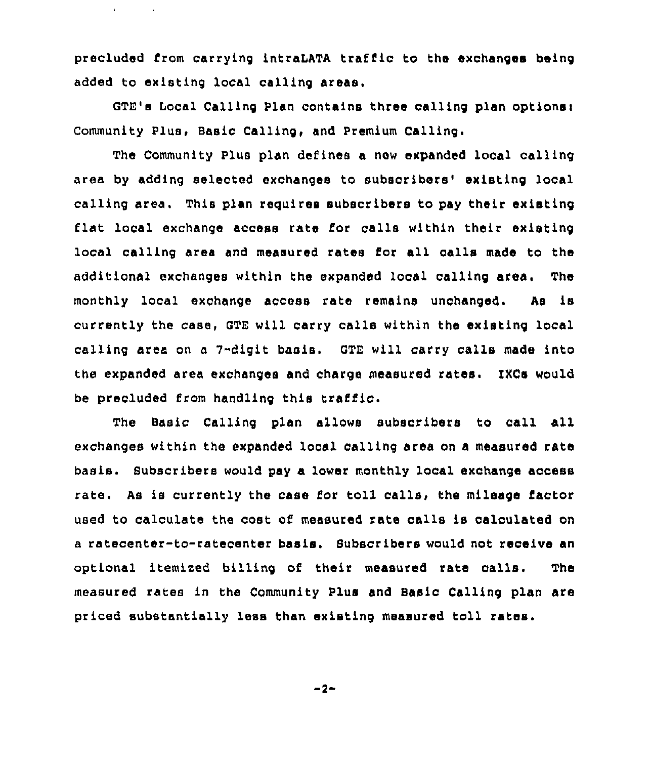precluded from carrying intraLATA traffic to the exchanges being added to existing local calling areas.

GTE's Local Calling Plan contains three calling plan options: Community Plus, Basic Calling, and Premium Calling.

The Community Plus plan defines a new expanded local calling area by adding selected exchanges to subscribers' existing local calling area. This plan requires subscribers to pay their existing flat local exchange access rate for calls within their existing local calling area and measured rates for all calls made to the additional exchanges within the expanded local calling area. The monthly local exchange access rate remains unchanged. As is currently the case, GTE will carry calls within the existing local calling area on a 7-digit basis. GTE will carry calls made into the expanded area exchanges and charge measured rates. IXCs would be precluded from handling this traffic.

The Basic Calling plan allows subscribers to call all exchanges within the expanded local calling area on a measured rate basis. Subscribers would pay a lower monthly local exchange access rate. As is currently the case for toll calls, the mileage factor used to calculate the cost of measured rate calls is calculated on a ratecenter-to-ratecenter basis. Subscribers would not receive an optional itemized billing of their measured rate calls. The measured rates in the Community Plus and Basic Calling plan are priced substantially less than existing measured toll rates.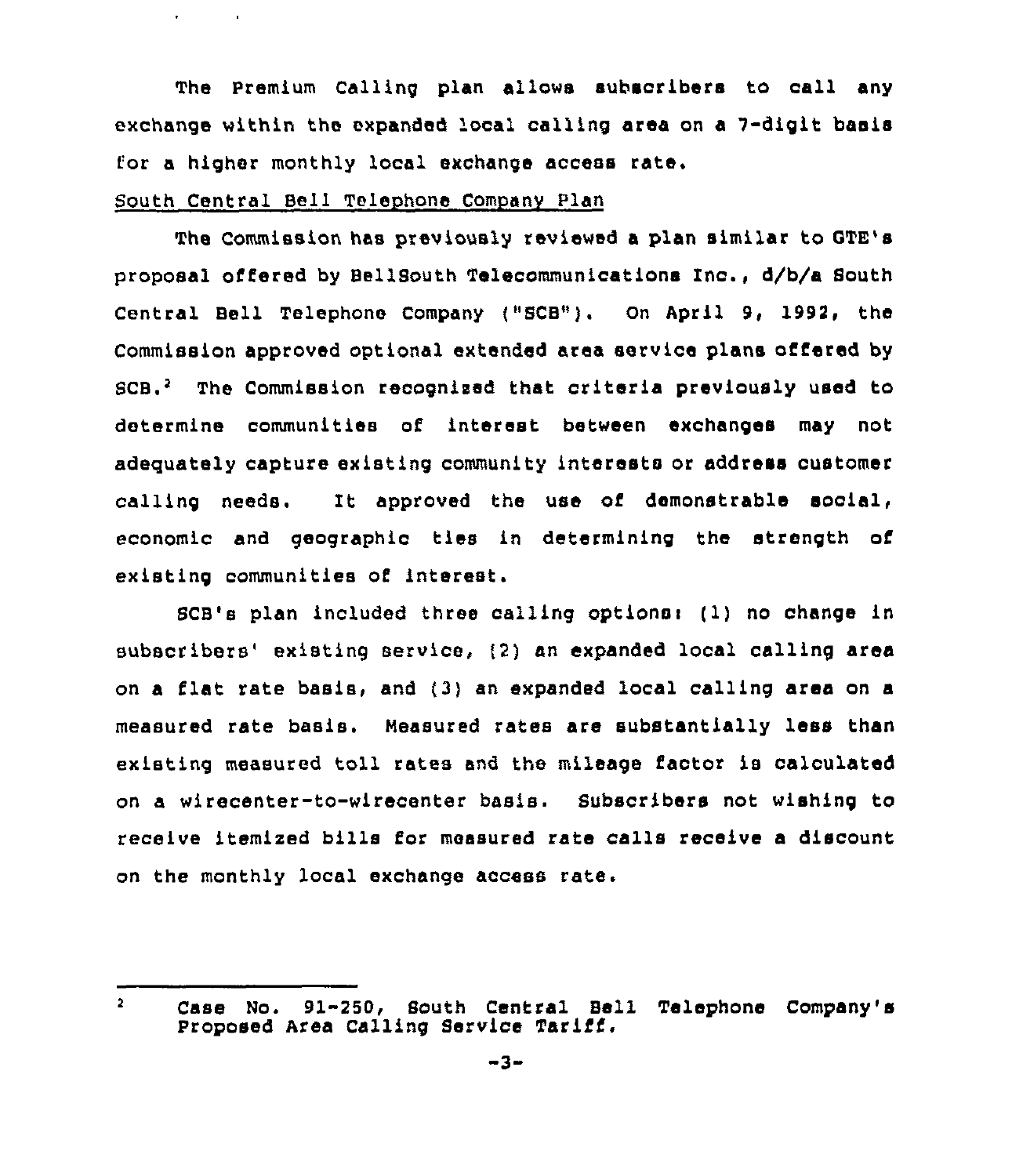The Premium Calling plan allows subscribers to call any exchange within the expanded local calling area on a 7-digit basis for a higher monthly local exchange access rate.

South Central Bell Telephone Company Plan

The Commission has previously reviewed a plan similar to GTE's proposal offered by BellSouth Telecommunications Inc., d/b/a South Central Bell Telephone Company ("SCB"). On April 9, 1992, the Commission approved optional extended area service plans offered by SCB.[2] The Commission recognized that criteria previously used to determine communities of interest between exchanges may not adequately capture existing community interests or address customer calling needs. It approved the use of demonstrable social, economic and geographic ties in determining the strength of existing communities of interest.

SCB's plan included three calling options: (1) no change in subscribers' existing service, (2) an expanded local calling area on a flat rate basis, and (3) an expanded local calling area on a measured rate basis. Measured rates are substantially less than existing measured toll rates and the mileage factor is calculated on a wirecenter-to-wirecenter basis. Subscribers not wishing to receive itemized bills for measured rate calls receive a discount on the monthly local exchange access rate.

---

[2] Case No. 91-250, South Central Bell Telephone Company's Proposed Area Calling Service Tariff.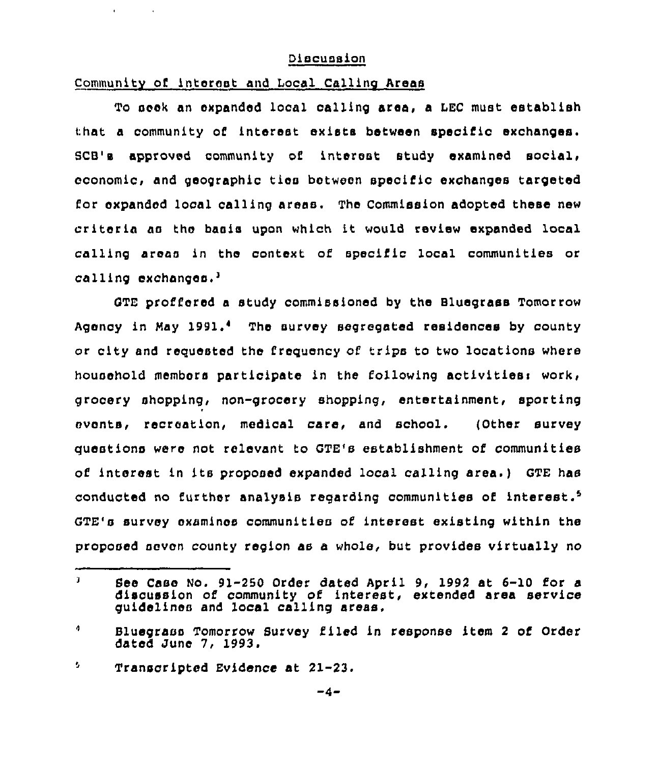## Discussion

### Community of Interest and Local Calling Areas

To seek an expanded local calling area, a LEC must establish that a community of interest exists between specific exchanges. SCB's approved community of interest study examined social, economic, and geographic ties between specific exchanges targeted for expanded local calling areas. The Commission adopted these new criteria as the basis upon which it would review expanded local calling areas in the context of specific local communities or calling exchanges.[3]

GTE proffered a study commissioned by the Bluegrass Tomorrow Agency in May 1991.[4] The survey segregated residences by county or city and requested the frequency of trips to two locations where household members participate in the following activities: work, grocery shopping, non-grocery shopping, entertainment, sporting events, recreation, medical care, and school. (Other survey questions were not relevant to GTE's establishment of communities of interest in its proposed expanded local calling area.) GTE has conducted no further analysis regarding communities of interest.[5] GTE's survey examines communities of interest existing within the proposed seven county region as a whole, but provides virtually no

---

[3] See Case No. 91-250 Order dated April 9, 1992 at 6-10 for a discussion of community of interest, extended area service guidelines and local calling areas.

[4] Bluegrass Tomorrow Survey filed in response item 2 of Order dated June 7, 1993.

[5] Transcripted Evidence at 21-23.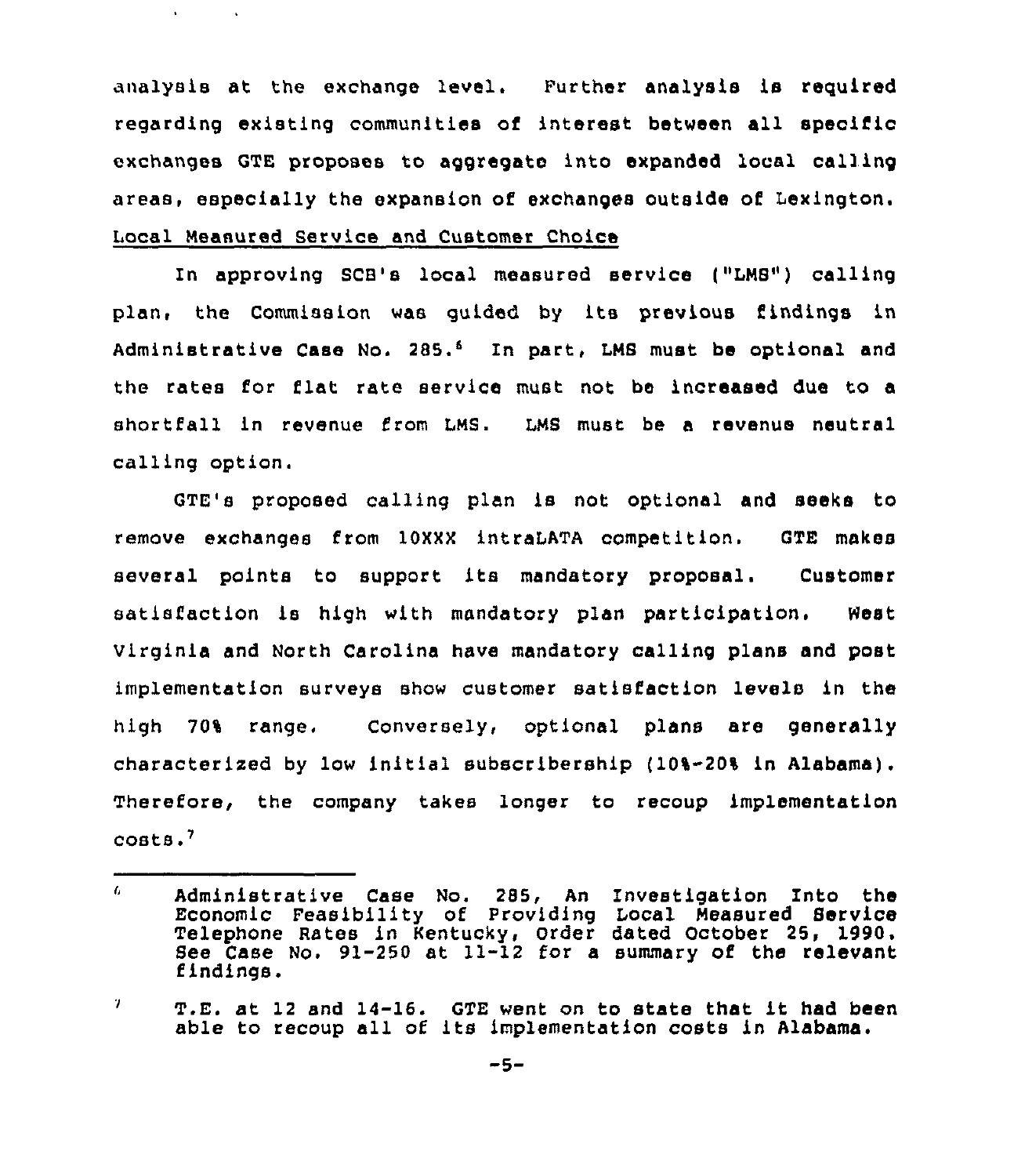analysis at the exchange level. Further analysis is required regarding existing communities of interest between all specific exchanges GTE proposes to aggregate into expanded local calling areas, especially the expansion of exchanges outside of Lexington.

Local Measured Service and Customer Choice

In approving SCB's local measured service ("LMS") calling plan, the Commission was guided by its previous findings in Administrative Case No. 285.[6] In part, LMS must be optional and the rates for flat rate service must not be increased due to a shortfall in revenue from LMS. LMS must be a revenue neutral calling option.

GTE's proposed calling plan is not optional and seeks to remove exchanges from 10XXX intraLATA competition. GTE makes several points to support its mandatory proposal. Customer satisfaction is high with mandatory plan participation. West Virginia and North Carolina have mandatory calling plans and post implementation surveys show customer satisfaction levels in the high 70% range. Conversely, optional plans are generally characterized by low initial subscribership (10%-20% in Alabama). Therefore, the company takes longer to recoup implementation costs.[7]

---

[6] Administrative Case No. 285, An Investigation Into the Economic Feasibility of Providing Local Measured Service Telephone Rates in Kentucky, Order dated October 25, 1990. See Case No. 91-250 at 11-12 for a summary of the relevant findings.

[7] T.E. at 12 and 14-16. GTE went on to state that it had been able to recoup all of its implementation costs in Alabama.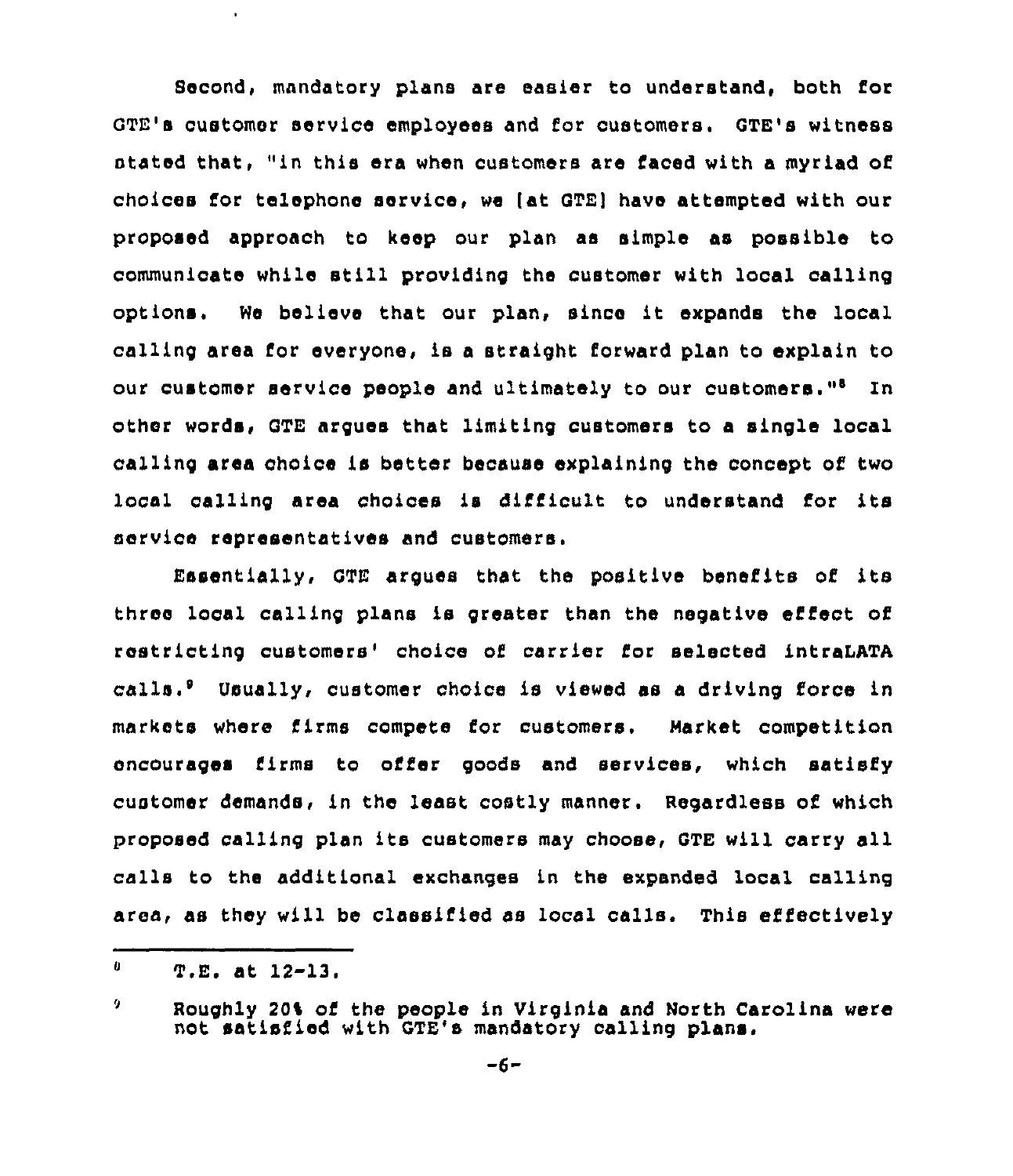Second, mandatory plans are easier to understand, both for GTE's customer service employees and for customers. GTE's witness stated that, "in this era when customers are faced with a myriad of choices for telephone service, we [at GTE] have attempted with our proposed approach to keep our plan as simple as possible to communicate while still providing the customer with local calling options. We believe that our plan, since it expands the local calling area for everyone, is a straight forward plan to explain to our customer service people and ultimately to our customers."[8] In other words, GTE argues that limiting customers to a single local calling area choice is better because explaining the concept of two local calling area choices is difficult to understand for its service representatives and customers.

Essentially, GTE argues that the positive benefits of its three local calling plans is greater than the negative effect of restricting customers' choice of carrier for selected intraLATA calls.[9] Usually, customer choice is viewed as a driving force in markets where firms compete for customers. Market competition encourages firms to offer goods and services, which satisfy customer demands, in the least costly manner. Regardless of which proposed calling plan its customers may choose, GTE will carry all calls to the additional exchanges in the expanded local calling area, as they will be classified as local calls. This effectively

---

[8] T.E. at 12-13.

[9] Roughly 20% of the people in Virginia and North Carolina were not satisfied with GTE's mandatory calling plans.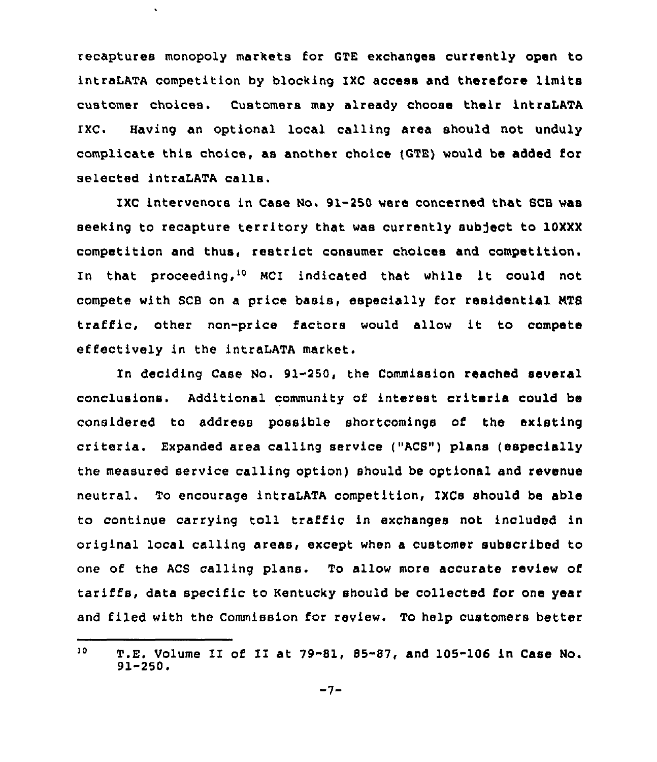recaptures monopoly markets for GTE exchanges currently open to intraLATA competition by blocking IXC access and therefore limits customer choices. Customers may already choose their intraLATA IXC. Having an optional local calling area should not unduly complicate this choice, as another choice (GTE) would be added for selected intraLATA calls.

IXC intervenors in Case No. 91-250 were concerned that SCB was seeking to recapture territory that was currently subject to 10XXX competition and thus, restrict consumer choices and competition. In that proceeding,[10] MCI indicated that while it could not compete with SCB on a price basis, especially for residential MTS traffic, other non-price factors would allow it to compete effectively in the intraLATA market.

In deciding Case No. 91-250, the Commission reached several conclusions. Additional community of interest criteria could be considered to address possible shortcomings of the existing criteria. Expanded area calling service ("ACS") plans (especially the measured service calling option) should be optional and revenue neutral. To encourage intraLATA competition, IXCs should be able to continue carrying toll traffic in exchanges not included in original local calling areas, except when a customer subscribed to one of the ACS calling plans. To allow more accurate review of tariffs, data specific to Kentucky should be collected for one year and filed with the Commission for review. To help customers better

---

[10] T.E. Volume II of II at 79-81, 85-87, and 105-106 in Case No. 91-250.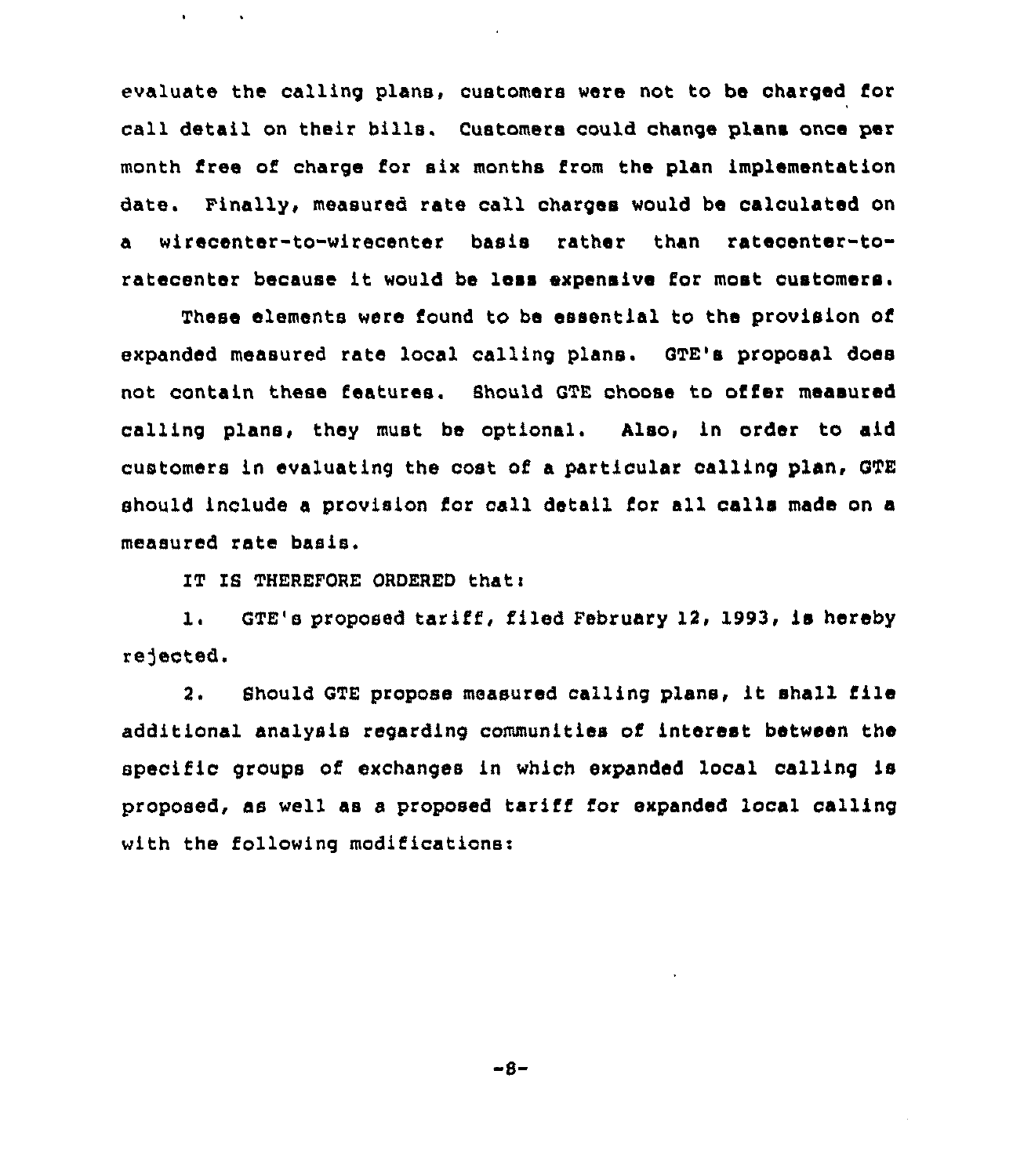evaluate the calling plans, customers were not to be charged for call detail on their bills. Customers could change plans once per month free of charge for six months from the plan implementation date. Finally, measured rate call charges would be calculated on a wirecenter-to-wirecenter basis rather than ratecenter-to-ratecenter because it would be less expensive for most customers.

These elements were found to be essential to the provision of expanded measured rate local calling plans. GTE's proposal does not contain these features. Should GTE choose to offer measured calling plans, they must be optional. Also, in order to aid customers in evaluating the cost of a particular calling plan, GTE should include a provision for call detail for all calls made on a measured rate basis.

IT IS THEREFORE ORDERED that:

1. GTE's proposed tariff, filed February 12, 1993, is hereby rejected.

2. Should GTE propose measured calling plans, it shall file additional analysis regarding communities of interest between the specific groups of exchanges in which expanded local calling is proposed, as well as a proposed tariff for expanded local calling with the following modifications: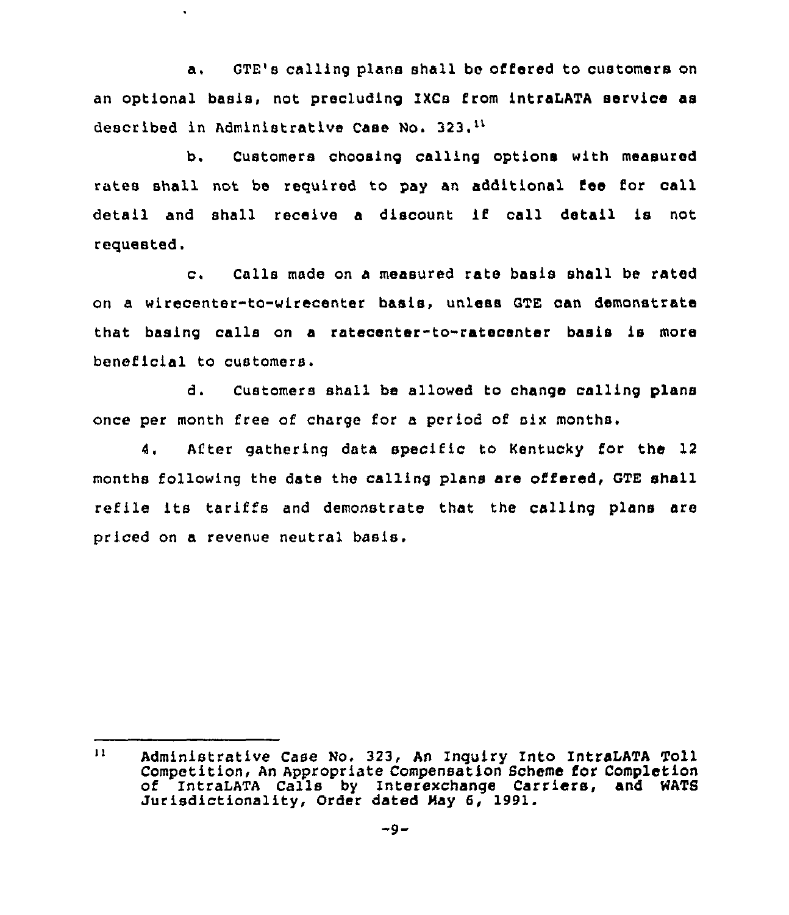a. GTE's calling plans shall be offered to customers on an optional basis, not precluding IXCs from intraLATA service as described in Administrative Case No. 323.[11]

b. Customers choosing calling options with measured rates shall not be required to pay an additional fee for call detail and shall receive a discount if call detail is not requested.

c. Calls made on a measured rate basis shall be rated on a wirecenter-to-wirecenter basis, unless GTE can demonstrate that basing calls on a ratecenter-to-ratecenter basis is more beneficial to customers.

d. Customers shall be allowed to change calling plans once per month free of charge for a period of six months.

4. After gathering data specific to Kentucky for the 12 months following the date the calling plans are offered, GTE shall refile its tariffs and demonstrate that the calling plans are priced on a revenue neutral basis.

---

[11] Administrative Case No. 323, An Inquiry Into IntraLATA Toll Competition, An Appropriate Compensation Scheme for Completion of IntraLATA Calls by Interexchange Carriers, and WATS Jurisdictionality, Order dated May 6, 1991.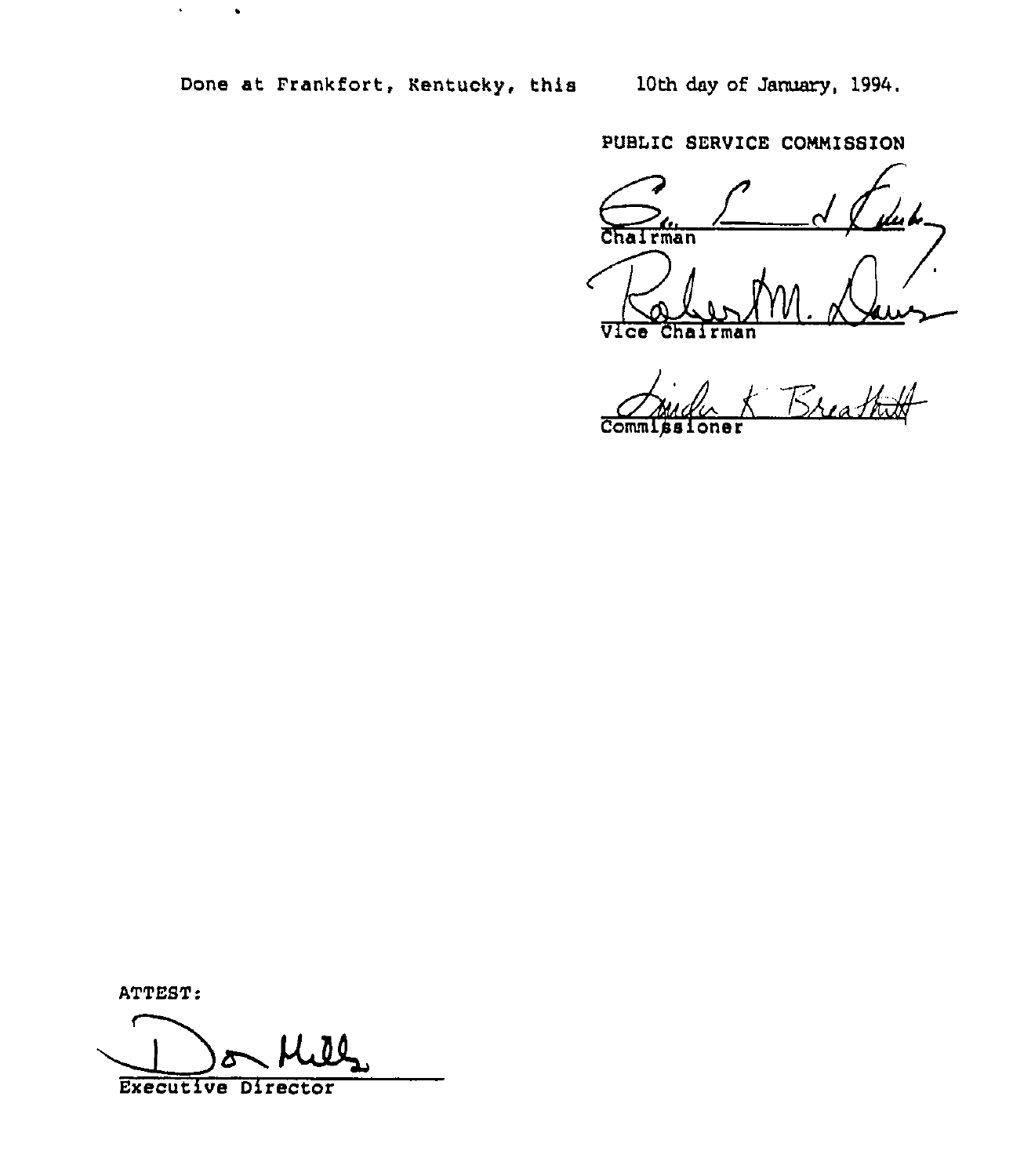Done at Frankfort, Kentucky, this 10th day of January, 1994.

PUBLIC SERVICE COMMISSION

Chairman

Vice Chairman

Commissioner

ATTEST:

Executive Director